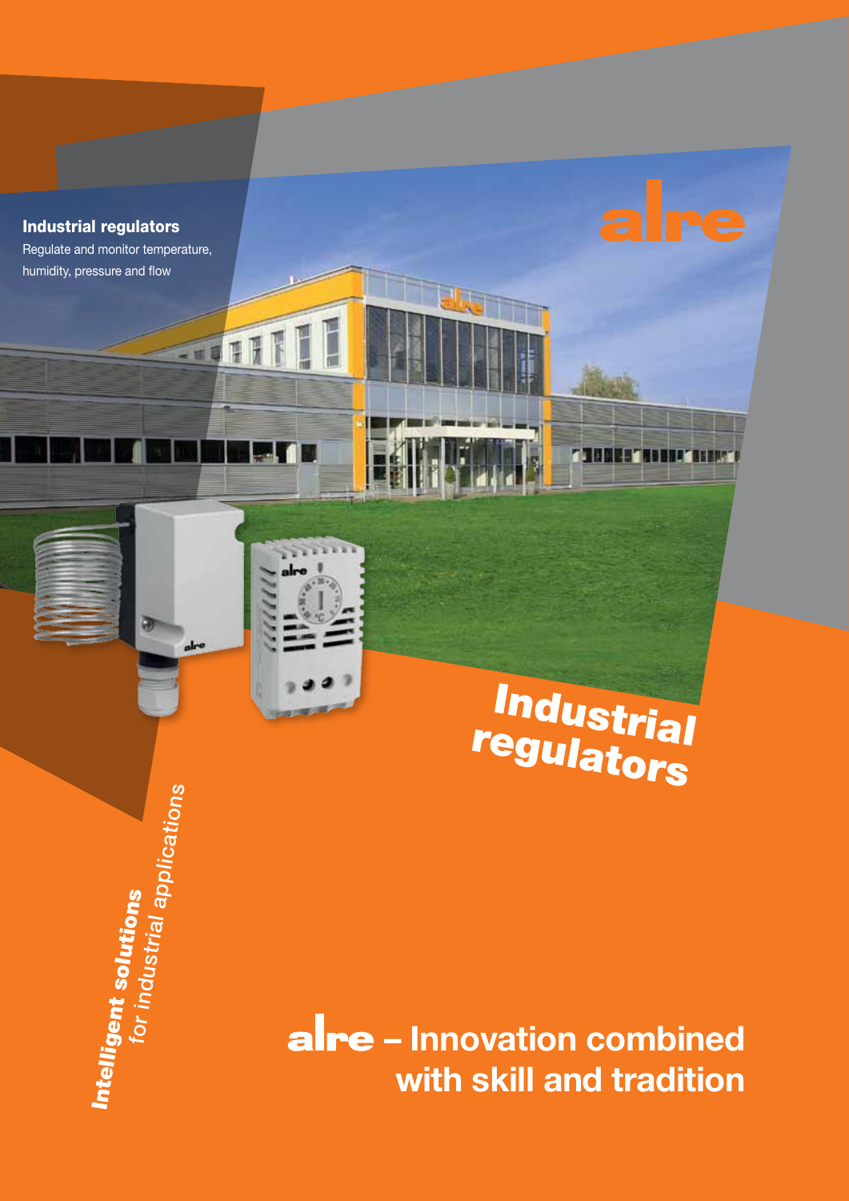# Industrial regulators

Regulate and monitor temperature, humidity, pressure and flow

alre

## Industrial regulators

***Intelligent solutions*** *for industrial applications*

**alre – Innovation combined with skill and tradition**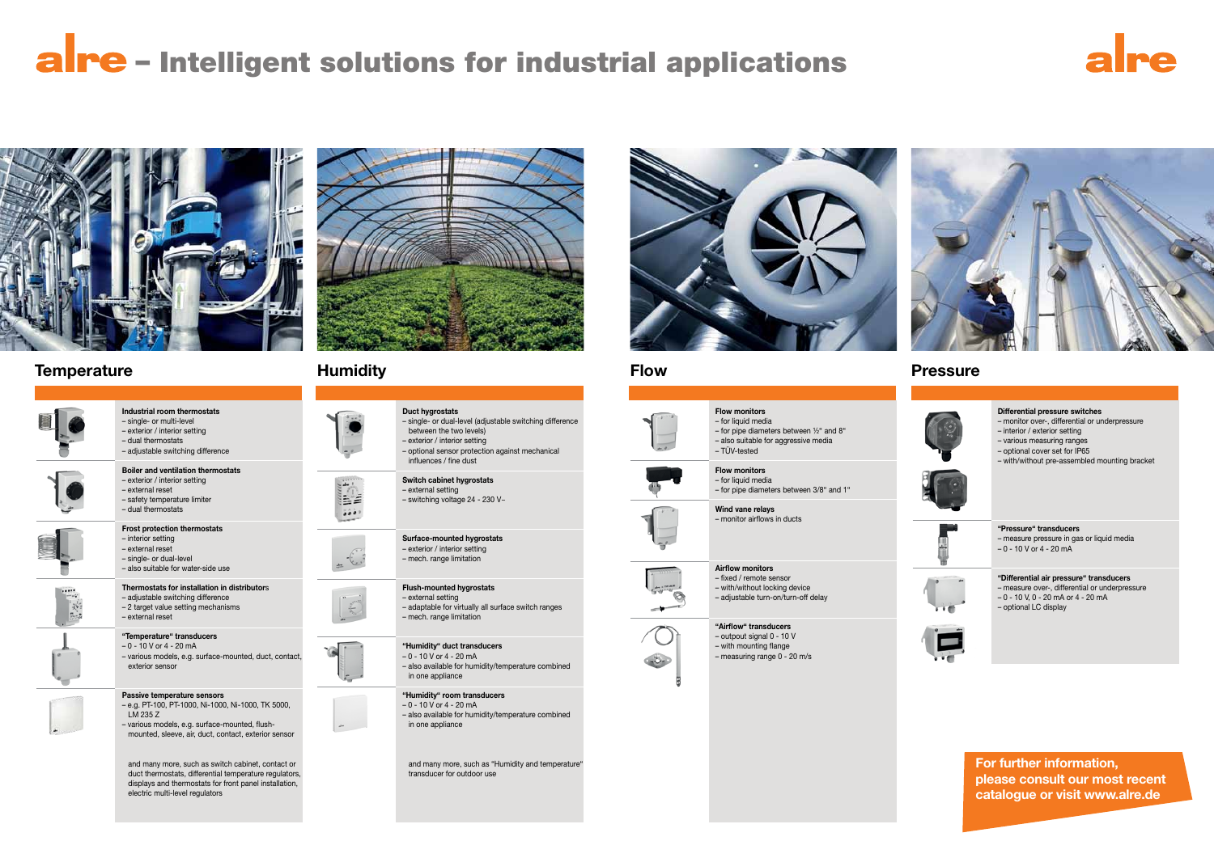# alre – Intelligent solutions for industrial applications

## Temperature

**Industrial room thermostats**
- single- or multi-level
- exterior / interior setting
- dual thermostats
- adjustable switching difference

**Boiler and ventilation thermostats**
- exterior / interior setting
- external reset
- safety temperature limiter
- dual thermostats

**Frost protection thermostats**
- interior setting
- external reset
- single- or dual-level
- also suitable for water-side use

**Thermostats for installation in distributors**
- adjustable switching difference
- 2 target value setting mechanisms
- external reset

**"Temperature" transducers**
- 0 - 10 V or 4 - 20 mA
- various models, e.g. surface-mounted, duct, contact, exterior sensor

**Passive temperature sensors**
- e.g. PT-100, PT-1000, Ni-1000, Ni-1000, TK 5000, LM 235 Z
- various models, e.g. surface-mounted, flush-mounted, sleeve, air, duct, contact, exterior sensor

and many more, such as switch cabinet, contact or duct thermostats, differential temperature regulators, displays and thermostats for front panel installation, electric multi-level regulators

## Humidity

**Duct hygrostats**
- single- or dual-level (adjustable switching difference between the two levels)
- exterior / interior setting
- optional sensor protection against mechanical influences / fine dust

**Switch cabinet hygrostats**
- external setting
- switching voltage 24 - 230 V~

**Surface-mounted hygrostats**
- exterior / interior setting
- mech. range limitation

**Flush-mounted hygrostats**
- external setting
- adaptable for virtually all surface switch ranges
- mech. range limitation

**"Humidity" duct transducers**
- 0 - 10 V or 4 - 20 mA
- also available for humidity/temperature combined in one appliance

**"Humidity" room transducers**
- 0 - 10 V or 4 - 20 mA
- also available for humidity/temperature combined in one appliance

and many more, such as "Humidity and temperature" transducer for outdoor use

## Flow

**Flow monitors**
- for liquid media
- for pipe diameters between ½" and 8"
- also suitable for aggressive media
- TÜV-tested

**Flow monitors**
- for liquid media
- for pipe diameters between 3/8" and 1"

**Wind vane relays**
- monitor airflows in ducts

**Airflow monitors**
- fixed / remote sensor
- with/without locking device
- adjustable turn-on/turn-off delay

**"Airflow" transducers**
- outpout signal 0 - 10 V
- with mounting flange
- measuring range 0 - 20 m/s

## Pressure

**Differential pressure switches**
- monitor over-, differential or underpressure
- interior / exterior setting
- various measuring ranges
- optional cover set for IP65
- with/without pre-assembled mounting bracket

**"Pressure" transducers**
- measure pressure in gas or liquid media
- 0 - 10 V or 4 - 20 mA

**"Differential air pressure" transducers**
- measure over-, differential or underpressure
- 0 - 10 V, 0 - 20 mA or 4 - 20 mA
- optional LC display

**For further information, please consult our most recent catalogue or visit www.alre.de**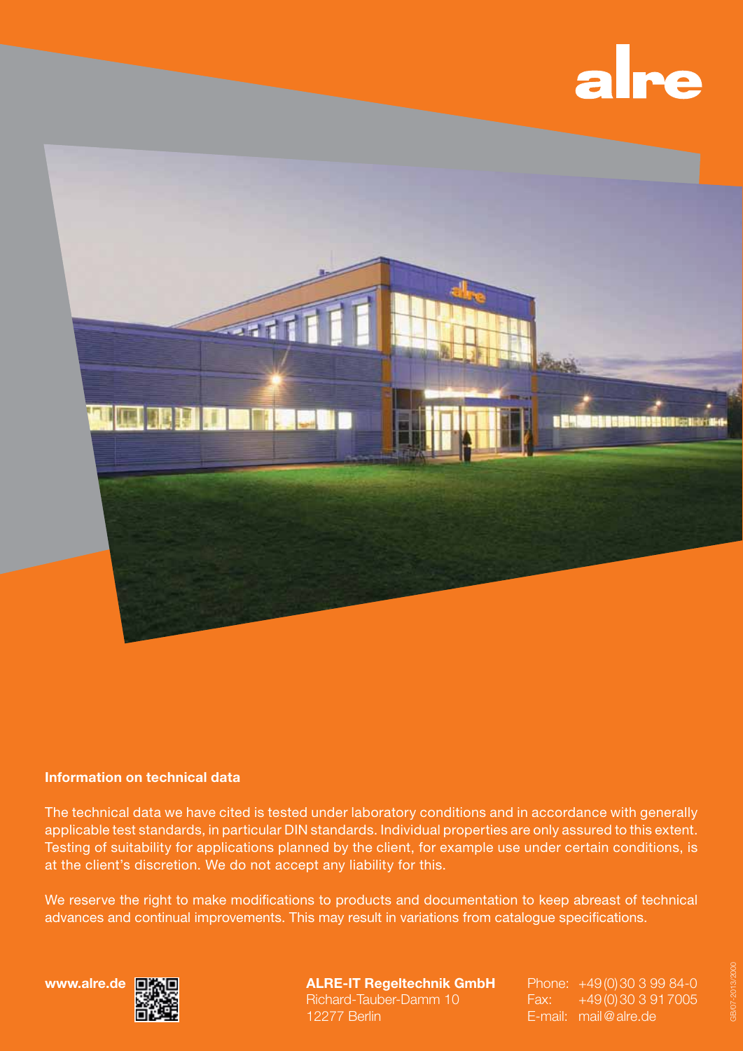alre

### Information on technical data

The technical data we have cited is tested under laboratory conditions and in accordance with generally applicable test standards, in particular DIN standards. Individual properties are only assured to this extent. Testing of suitability for applications planned by the client, for example use under certain conditions, is at the client's discretion. We do not accept any liability for this.

We reserve the right to make modifications to products and documentation to keep abreast of technical advances and continual improvements. This may result in variations from catalogue specifications.

**www.alre.de**

**ALRE-IT Regeltechnik GmbH**
Richard-Tauber-Damm 10
12277 Berlin

Phone: +49 (0) 30 3 99 84-0
Fax: +49 (0) 30 3 91 7005
E-mail: mail@alre.de

GB/07-2013/2000